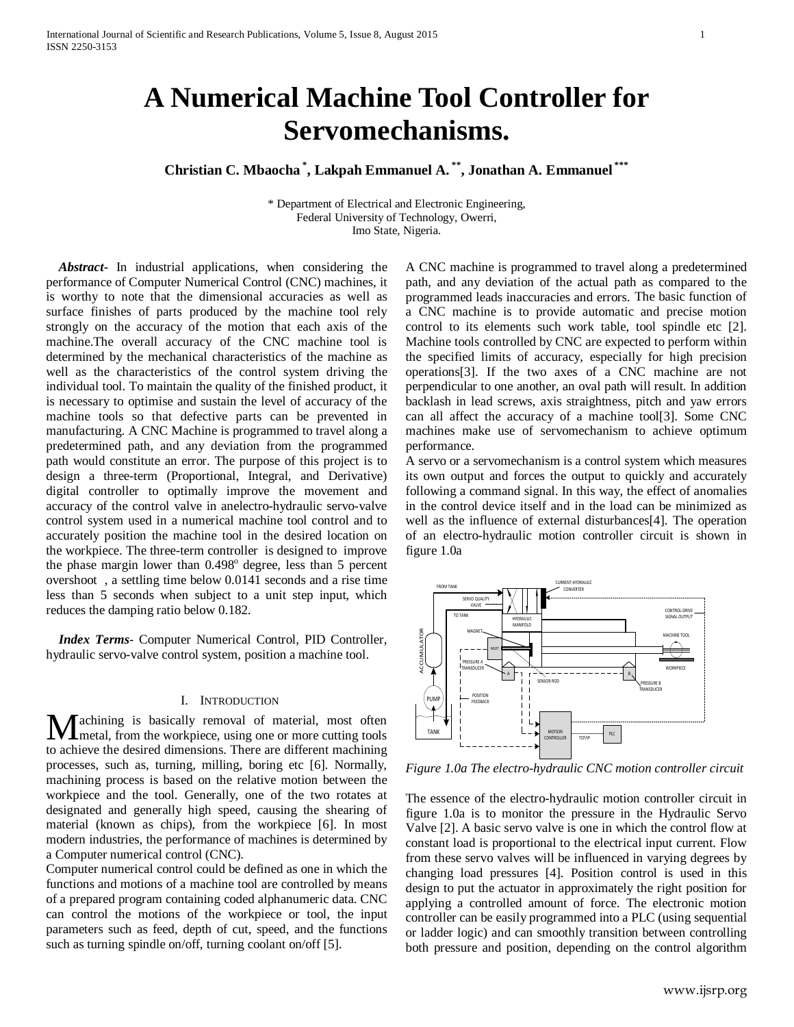# A Numerical Machine Tool Controller for Servomechanisms.

**Christian C. Mbaocha [*], Lakpah Emmanuel A. [**], Jonathan A. Emmanuel [***]**

\* Department of Electrical and Electronic Engineering,
Federal University of Technology, Owerri,
Imo State, Nigeria.

***Abstract-*** In industrial applications, when considering the performance of Computer Numerical Control (CNC) machines, it is worthy to note that the dimensional accuracies as well as surface finishes of parts produced by the machine tool rely strongly on the accuracy of the motion that each axis of the machine.The overall accuracy of the CNC machine tool is determined by the mechanical characteristics of the machine as well as the characteristics of the control system driving the individual tool. To maintain the quality of the finished product, it is necessary to optimise and sustain the level of accuracy of the machine tools so that defective parts can be prevented in manufacturing. A CNC Machine is programmed to travel along a predetermined path, and any deviation from the programmed path would constitute an error. The purpose of this project is to design a three-term (Proportional, Integral, and Derivative) digital controller to optimally improve the movement and accuracy of the control valve in anelectro-hydraulic servo-valve control system used in a numerical machine tool control and to accurately position the machine tool in the desired location on the workpiece. The three-term controller is designed to improve the phase margin lower than $0.498^o$ degree, less than 5 percent overshoot , a settling time below 0.0141 seconds and a rise time less than 5 seconds when subject to a unit step input, which reduces the damping ratio below 0.182.

***Index Terms-*** Computer Numerical Control, PID Controller, hydraulic servo-valve control system, position a machine tool.

## I. Introduction

Machining is basically removal of material, most often metal, from the workpiece, using one or more cutting tools to achieve the desired dimensions. There are different machining processes, such as, turning, milling, boring etc [6]. Normally, machining process is based on the relative motion between the workpiece and the tool. Generally, one of the two rotates at designated and generally high speed, causing the shearing of material (known as chips), from the workpiece [6]. In most modern industries, the performance of machines is determined by a Computer numerical control (CNC).

Computer numerical control could be defined as one in which the functions and motions of a machine tool are controlled by means of a prepared program containing coded alphanumeric data. CNC can control the motions of the workpiece or tool, the input parameters such as feed, depth of cut, speed, and the functions such as turning spindle on/off, turning coolant on/off [5].

A CNC machine is programmed to travel along a predetermined path, and any deviation of the actual path as compared to the programmed leads inaccuracies and errors. The basic function of a CNC machine is to provide automatic and precise motion control to its elements such work table, tool spindle etc [2]. Machine tools controlled by CNC are expected to perform within the specified limits of accuracy, especially for high precision operations[3]. If the two axes of a CNC machine are not perpendicular to one another, an oval path will result. In addition backlash in lead screws, axis straightness, pitch and yaw errors can all affect the accuracy of a machine tool[3]. Some CNC machines make use of servomechanism to achieve optimum performance.

A servo or a servomechanism is a control system which measures its own output and forces the output to quickly and accurately following a command signal. In this way, the effect of anomalies in the control device itself and in the load can be minimized as well as the influence of external disturbances[4]. The operation of an electro-hydraulic motion controller circuit is shown in figure 1.0a

*Figure 1.0a The electro-hydraulic CNC motion controller circuit*

The essence of the electro-hydraulic motion controller circuit in figure 1.0a is to monitor the pressure in the Hydraulic Servo Valve [2]. A basic servo valve is one in which the control flow at constant load is proportional to the electrical input current. Flow from these servo valves will be influenced in varying degrees by changing load pressures [4]. Position control is used in this design to put the actuator in approximately the right position for applying a controlled amount of force. The electronic motion controller can be easily programmed into a PLC (using sequential or ladder logic) and can smoothly transition between controlling both pressure and position, depending on the control algorithm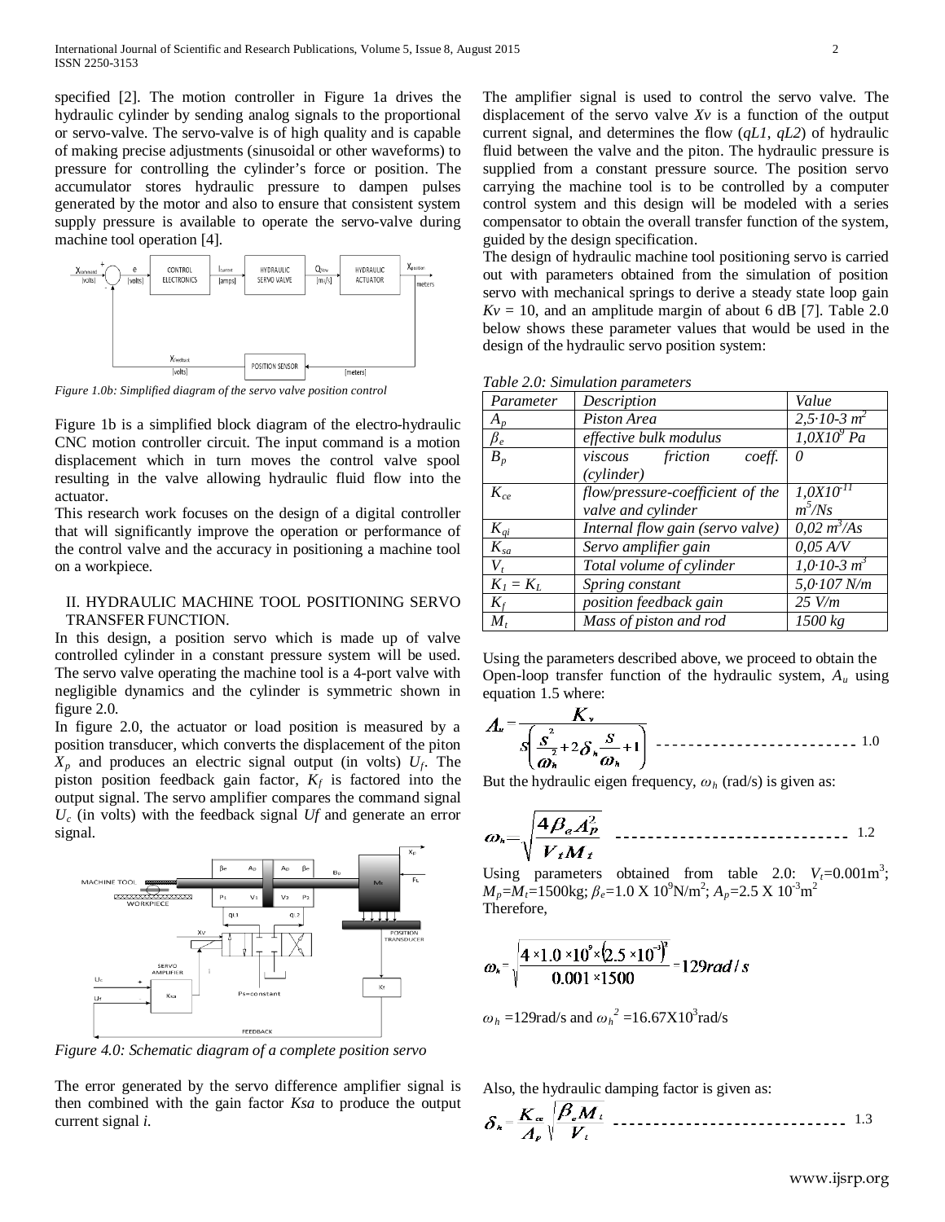specified [2]. The motion controller in Figure 1a drives the hydraulic cylinder by sending analog signals to the proportional or servo-valve. The servo-valve is of high quality and is capable of making precise adjustments (sinusoidal or other waveforms) to pressure for controlling the cylinder's force or position. The accumulator stores hydraulic pressure to dampen pulses generated by the motor and also to ensure that consistent system supply pressure is available to operate the servo-valve during machine tool operation [4].

*Figure 1.0b: Simplified diagram of the servo valve position control*

Figure 1b is a simplified block diagram of the electro-hydraulic CNC motion controller circuit. The input command is a motion displacement which in turn moves the control valve spool resulting in the valve allowing hydraulic fluid flow into the actuator.

This research work focuses on the design of a digital controller that will significantly improve the operation or performance of the control valve and the accuracy in positioning a machine tool on a workpiece.

## II. HYDRAULIC MACHINE TOOL POSITIONING SERVO TRANSFER FUNCTION.

In this design, a position servo which is made up of valve controlled cylinder in a constant pressure system will be used. The servo valve operating the machine tool is a 4-port valve with negligible dynamics and the cylinder is symmetric shown in figure 2.0.

In figure 2.0, the actuator or load position is measured by a position transducer, which converts the displacement of the piton $X_p$ and produces an electric signal output (in volts) $U_f$. The piston position feedback gain factor, $K_f$ is factored into the output signal. The servo amplifier compares the command signal $U_c$ (in volts) with the feedback signal *Uf* and generate an error signal.

*Figure 4.0: Schematic diagram of a complete position servo*

The error generated by the servo difference amplifier signal is then combined with the gain factor *Ksa* to produce the output current signal *i*.

The amplifier signal is used to control the servo valve. The displacement of the servo valve *Xv* is a function of the output current signal, and determines the flow (*qL1*, *qL2*) of hydraulic fluid between the valve and the piton. The hydraulic pressure is supplied from a constant pressure source. The position servo carrying the machine tool is to be controlled by a computer control system and this design will be modeled with a series compensator to obtain the overall transfer function of the system, guided by the design specification.

The design of hydraulic machine tool positioning servo is carried out with parameters obtained from the simulation of position servo with mechanical springs to derive a steady state loop gain $Kv$ = 10, and an amplitude margin of about 6 dB [7]. Table 2.0 below shows these parameter values that would be used in the design of the hydraulic servo position system:

*Table 2.0: Simulation parameters*

| *Parameter* | *Description* | *Value* |
|---|---|---|
| $A_p$ | *Piston Area* | *2,5·10-3 m²* |
| $\beta_e$ | *effective bulk modulus* | *1,0X10⁹ Pa* |
| $B_p$ | *viscous friction coeff. (cylinder)* | *0* |
| $K_{ce}$ | *flow/pressure-coefficient of the valve and cylinder* | *1,0X10⁻¹¹ m⁵/Ns* |
| $K_{qi}$ | *Internal flow gain (servo valve)* | *0,02 m³/As* |
| $K_{sa}$ | *Servo amplifier gain* | *0,05 A/V* |
| $V_t$ | *Total volume of cylinder* | *1,0·10-3 m³* |
| $K_1 = K_L$ | *Spring constant* | *5,0·107 N/m* |
| $K_f$ | *position feedback gain* | *25 V/m* |
| $M_t$ | *Mass of piston and rod* | *1500 kg* |

Using the parameters described above, we proceed to obtain the Open-loop transfer function of the hydraulic system, $A_u$ using equation 1.5 where:

$$A_u = \frac{K_v}{s\left(\frac{s^2}{\omega_h^2} + 2\delta_h\frac{s}{\omega_h} + 1\right)} \quad \text{------------------------} \; 1.0$$

But the hydraulic eigen frequency, $\omega_h$ (rad/s) is given as:

$$\omega_h = \sqrt{\frac{4\beta_e A_p^2}{V_t M_t}} \quad \text{----------------------------} \; 1.2$$

Using parameters obtained from table 2.0: $V_t$=0.001m$^3$; $M_p$=$M_t$=1500kg; $\beta_e$=1.0 X 10$^9$N/m$^2$; $A_p$=2.5 X 10$^{-3}$m$^2$

Therefore,

$$\omega_h = \sqrt{\frac{4 \times 1.0 \times 10^9 \times (2.5 \times 10^{-3})^2}{0.001 \times 1500}} = 129 rad/s$$

$\omega_h$ =129rad/s and $\omega_h^2$ =16.67X10$^3$rad/s

Also, the hydraulic damping factor is given as:

$$\delta_h = \frac{K_{ce}}{A_p}\sqrt{\frac{\beta_e M_t}{V_t}} \quad \text{----------------------------} \; 1.3$$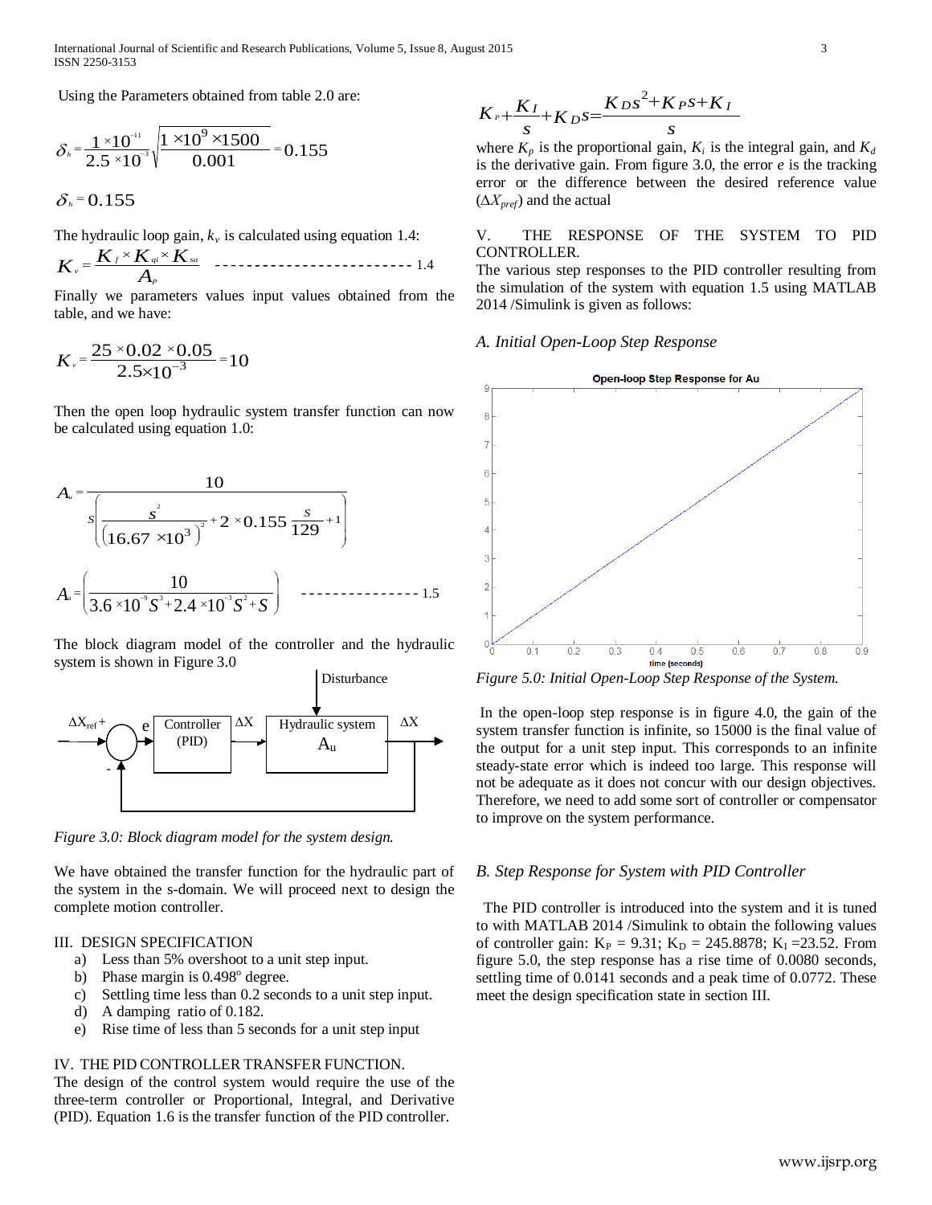Using the Parameters obtained from table 2.0 are:

$$\delta_h = \frac{1\times10^{-11}}{2.5\times10^{-3}}\sqrt{\frac{1\times10^{9}\times1500}{0.001}} = 0.155$$

$$\delta_h = 0.155$$

The hydraulic loop gain, $k_v$ is calculated using equation 1.4:

$$K_v = \frac{K_f \times K_{qt} \times K_{sa}}{A_p} \quad \text{------------------------- 1.4}$$

Finally we parameters values input values obtained from the table, and we have:

$$K_v = \frac{25\times0.02\times0.05}{2.5\times10^{-3}} = 10$$

Then the open loop hydraulic system transfer function can now be calculated using equation 1.0:

$$A_u = \frac{10}{s\left(\frac{s^2}{\left(16.67\times10^3\right)^2} + 2\times0.155\,\frac{s}{129} + 1\right)}$$

$$A_u = \left(\frac{10}{3.6\times10^{-9}S^3 + 2.4\times10^{-3}S^2 + S}\right) \quad \text{--------------- 1.5}$$

The block diagram model of the controller and the hydraulic system is shown in Figure 3.0

Figure 3.0: Block diagram model for the system design.

We have obtained the transfer function for the hydraulic part of the system in the s-domain. We will proceed next to design the complete motion controller.

## III. DESIGN SPECIFICATION

a) Less than 5% overshoot to a unit step input.
b) Phase margin is 0.498° degree.
c) Settling time less than 0.2 seconds to a unit step input.
d) A damping ratio of 0.182.
e) Rise time of less than 5 seconds for a unit step input

## IV. THE PID CONTROLLER TRANSFER FUNCTION.

The design of the control system would require the use of the three-term controller or Proportional, Integral, and Derivative (PID). Equation 1.6 is the transfer function of the PID controller.

$$K_P + \frac{K_I}{s} + K_D s = \frac{K_D s^2 + K_P s + K_I}{s}$$

where $K_p$ is the proportional gain, $K_i$ is the integral gain, and $K_d$ is the derivative gain. From figure 3.0, the error $e$ is the tracking error or the difference between the desired reference value ($\Delta X_{pref}$) and the actual

## V. THE RESPONSE OF THE SYSTEM TO PID CONTROLLER.

The various step responses to the PID controller resulting from the simulation of the system with equation 1.5 using MATLAB 2014 /Simulink is given as follows:

### *A. Initial Open-Loop Step Response*

Figure 5.0: Initial Open-Loop Step Response of the System.

In the open-loop step response is in figure 4.0, the gain of the system transfer function is infinite, so 15000 is the final value of the output for a unit step input. This corresponds to an infinite steady-state error which is indeed too large. This response will not be adequate as it does not concur with our design objectives. Therefore, we need to add some sort of controller or compensator to improve on the system performance.

### *B. Step Response for System with PID Controller*

The PID controller is introduced into the system and it is tuned to with MATLAB 2014 /Simulink to obtain the following values of controller gain: $K_P$ = 9.31; $K_D$ = 245.8878; $K_I$ =23.52. From figure 5.0, the step response has a rise time of 0.0080 seconds, settling time of 0.0141 seconds and a peak time of 0.0772. These meet the design specification state in section III.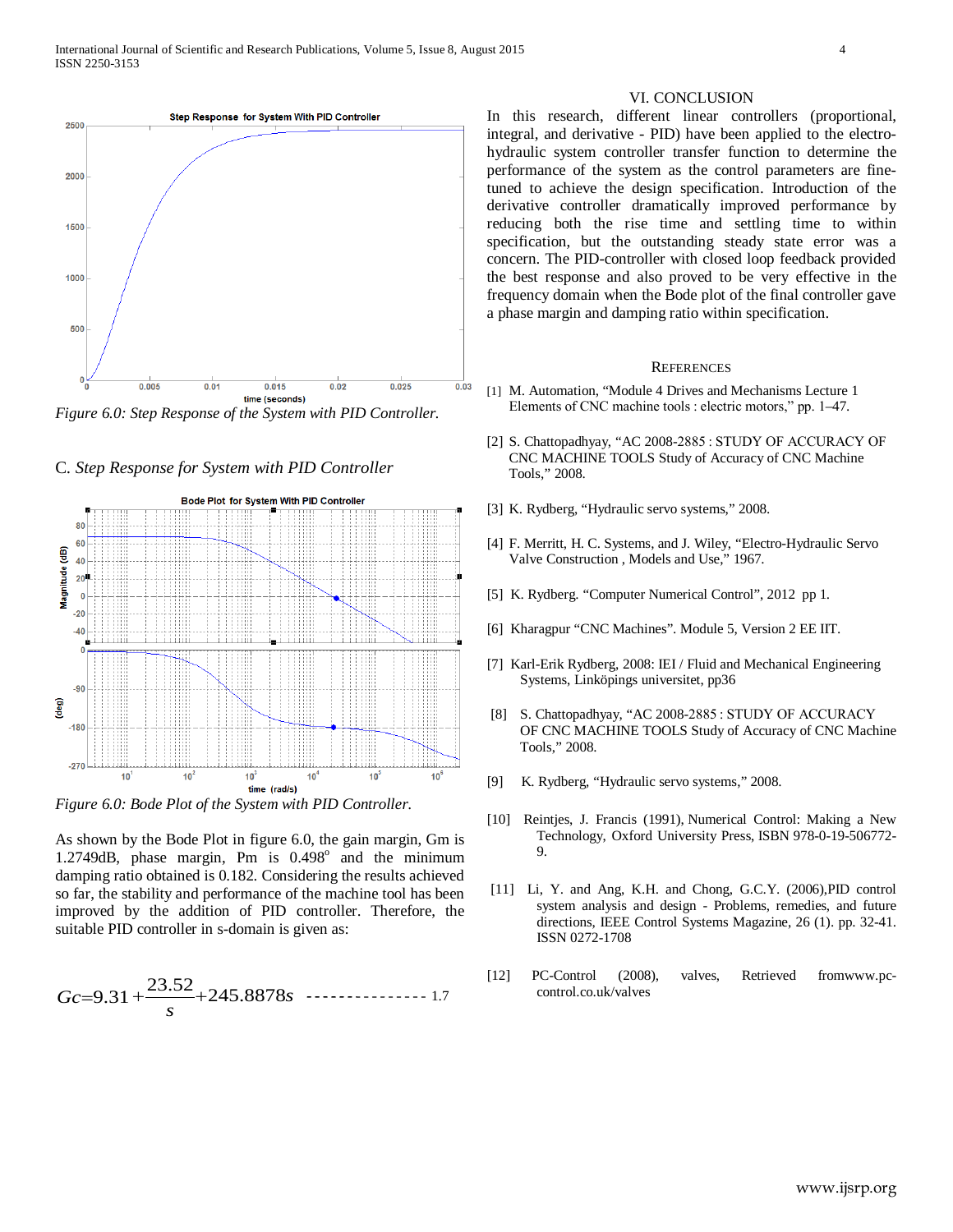Step Response for System With PID Controller

2500
2000
1500
1000
500
0

0 0.005 0.01 0.015 0.02 0.025 0.03

time (seconds)

*Figure 6.0: Step Response of the System with PID Controller.*

C. *Step Response for System with PID Controller*

Bode Plot for System With PID Controller

Magnitude (dB)

80
60
40
20
0
-20
-40

(deg)

0
-90
-180
-270

$10^1$ $10^2$ $10^3$ $10^4$ $10^5$ $10^6$

time (rad/s)

*Figure 6.0: Bode Plot of the System with PID Controller.*

As shown by the Bode Plot in figure 6.0, the gain margin, Gm is 1.2749dB, phase margin, Pm is 0.498° and the minimum damping ratio obtained is 0.182. Considering the results achieved so far, the stability and performance of the machine tool has been improved by the addition of PID controller. Therefore, the suitable PID controller in s-domain is given as:

$$Gc = 9.31 + \frac{23.52}{s} + 245.8878s \quad \text{--------------- 1.7}$$

## VI. CONCLUSION

In this research, different linear controllers (proportional, integral, and derivative - PID) have been applied to the electro-hydraulic system controller transfer function to determine the performance of the system as the control parameters are fine-tuned to achieve the design specification. Introduction of the derivative controller dramatically improved performance by reducing both the rise time and settling time to within specification, but the outstanding steady state error was a concern. The PID-controller with closed loop feedback provided the best response and also proved to be very effective in the frequency domain when the Bode plot of the final controller gave a phase margin and damping ratio within specification.

## REFERENCES

[1] M. Automation, "Module 4 Drives and Mechanisms Lecture 1 Elements of CNC machine tools : electric motors," pp. 1–47.

[2] S. Chattopadhyay, "AC 2008-2885 : STUDY OF ACCURACY OF CNC MACHINE TOOLS Study of Accuracy of CNC Machine Tools," 2008.

[3] K. Rydberg, "Hydraulic servo systems," 2008.

[4] F. Merritt, H. C. Systems, and J. Wiley, "Electro-Hydraulic Servo Valve Construction , Models and Use," 1967.

[5] K. Rydberg. "Computer Numerical Control", 2012 pp 1.

[6] Kharagpur "CNC Machines". Module 5, Version 2 EE IIT.

[7] Karl-Erik Rydberg, 2008: IEI / Fluid and Mechanical Engineering Systems, Linköpings universitet, pp36

[8] S. Chattopadhyay, "AC 2008-2885 : STUDY OF ACCURACY OF CNC MACHINE TOOLS Study of Accuracy of CNC Machine Tools," 2008.

[9] K. Rydberg, "Hydraulic servo systems," 2008.

[10] Reintjes, J. Francis (1991), Numerical Control: Making a New Technology, Oxford University Press, ISBN 978-0-19-506772-9.

[11] Li, Y. and Ang, K.H. and Chong, G.C.Y. (2006),PID control system analysis and design - Problems, remedies, and future directions, IEEE Control Systems Magazine, 26 (1). pp. 32-41. ISSN 0272-1708

[12] PC-Control (2008), valves, Retrieved fromwww.pc-control.co.uk/valves